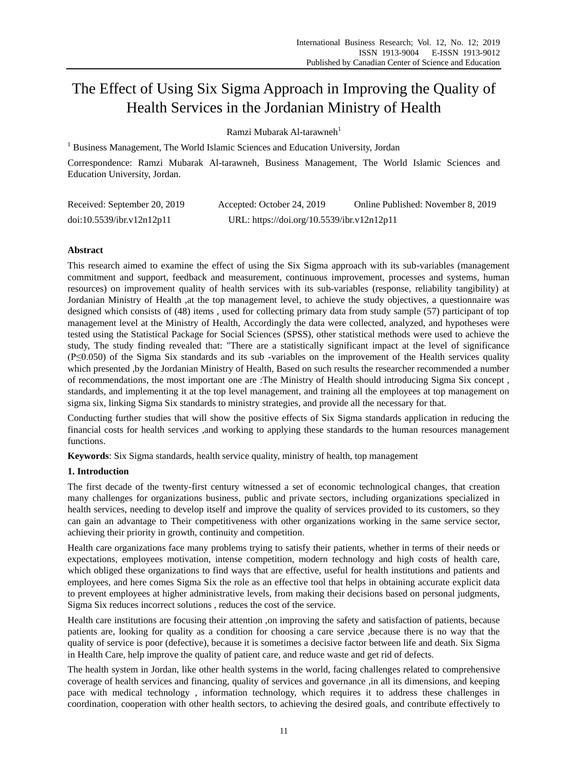# The Effect of Using Six Sigma Approach in Improving the Quality of Health Services in the Jordanian Ministry of Health

Ramzi Mubarak Al-tarawneh[1]

[1] Business Management, The World Islamic Sciences and Education University, Jordan

Correspondence: Ramzi Mubarak Al-tarawneh, Business Management, The World Islamic Sciences and Education University, Jordan.

Received: September 20, 2019 Accepted: October 24, 2019 Online Published: November 8, 2019

doi:10.5539/ibr.v12n12p11 URL: https://doi.org/10.5539/ibr.v12n12p11

## Abstract

This research aimed to examine the effect of using the Six Sigma approach with its sub-variables (management commitment and support, feedback and measurement, continuous improvement, processes and systems, human resources) on improvement quality of health services with its sub-variables (response, reliability tangibility) at Jordanian Ministry of Health ,at the top management level, to achieve the study objectives, a questionnaire was designed which consists of (48) items , used for collecting primary data from study sample (57) participant of top management level at the Ministry of Health, Accordingly the data were collected, analyzed, and hypotheses were tested using the Statistical Package for Social Sciences (SPSS), other statistical methods were used to achieve the study, The study finding revealed that: "There are a statistically significant impact at the level of significance ($P \leq 0.050$) of the Sigma Six standards and its sub -variables on the improvement of the Health services quality which presented ,by the Jordanian Ministry of Health, Based on such results the researcher recommended a number of recommendations, the most important one are :The Ministry of Health should introducing Sigma Six concept , standards, and implementing it at the top level management, and training all the employees at top management on sigma six, linking Sigma Six standards to ministry strategies, and provide all the necessary for that.

Conducting further studies that will show the positive effects of Six Sigma standards application in reducing the financial costs for health services ,and working to applying these standards to the human resources management functions.

**Keywords**: Six Sigma standards, health service quality, ministry of health, top management

## 1. Introduction

The first decade of the twenty-first century witnessed a set of economic technological changes, that creation many challenges for organizations business, public and private sectors, including organizations specialized in health services, needing to develop itself and improve the quality of services provided to its customers, so they can gain an advantage to Their competitiveness with other organizations working in the same service sector, achieving their priority in growth, continuity and competition.

Health care organizations face many problems trying to satisfy their patients, whether in terms of their needs or expectations, employees motivation, intense competition, modern technology and high costs of health care, which obliged these organizations to find ways that are effective, useful for health institutions and patients and employees, and here comes Sigma Six the role as an effective tool that helps in obtaining accurate explicit data to prevent employees at higher administrative levels, from making their decisions based on personal judgments, Sigma Six reduces incorrect solutions , reduces the cost of the service.

Health care institutions are focusing their attention ,on improving the safety and satisfaction of patients, because patients are, looking for quality as a condition for choosing a care service ,because there is no way that the quality of service is poor (defective), because it is sometimes a decisive factor between life and death. Six Sigma in Health Care, help improve the quality of patient care, and reduce waste and get rid of defects.

The health system in Jordan, like other health systems in the world, facing challenges related to comprehensive coverage of health services and financing, quality of services and governance ,in all its dimensions, and keeping pace with medical technology , information technology, which requires it to address these challenges in coordination, cooperation with other health sectors, to achieving the desired goals, and contribute effectively to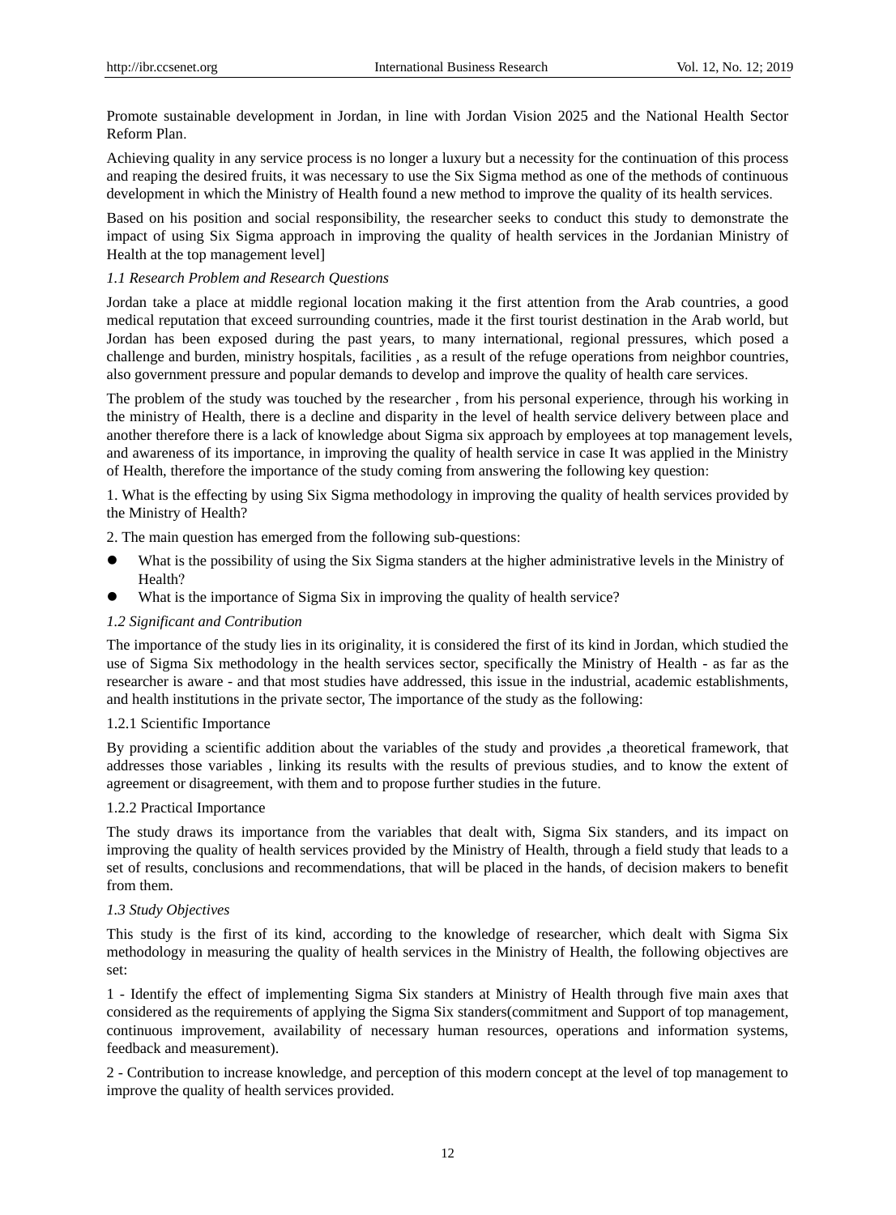Promote sustainable development in Jordan, in line with Jordan Vision 2025 and the National Health Sector Reform Plan.

Achieving quality in any service process is no longer a luxury but a necessity for the continuation of this process and reaping the desired fruits, it was necessary to use the Six Sigma method as one of the methods of continuous development in which the Ministry of Health found a new method to improve the quality of its health services.

Based on his position and social responsibility, the researcher seeks to conduct this study to demonstrate the impact of using Six Sigma approach in improving the quality of health services in the Jordanian Ministry of Health at the top management level]

### *1.1 Research Problem and Research Questions*

Jordan take a place at middle regional location making it the first attention from the Arab countries, a good medical reputation that exceed surrounding countries, made it the first tourist destination in the Arab world, but Jordan has been exposed during the past years, to many international, regional pressures, which posed a challenge and burden, ministry hospitals, facilities , as a result of the refuge operations from neighbor countries, also government pressure and popular demands to develop and improve the quality of health care services.

The problem of the study was touched by the researcher , from his personal experience, through his working in the ministry of Health, there is a decline and disparity in the level of health service delivery between place and another therefore there is a lack of knowledge about Sigma six approach by employees at top management levels, and awareness of its importance, in improving the quality of health service in case It was applied in the Ministry of Health, therefore the importance of the study coming from answering the following key question:

1. What is the effecting by using Six Sigma methodology in improving the quality of health services provided by the Ministry of Health?

2. The main question has emerged from the following sub-questions:

- What is the possibility of using the Six Sigma standers at the higher administrative levels in the Ministry of Health?
- What is the importance of Sigma Six in improving the quality of health service?

### *1.2 Significant and Contribution*

The importance of the study lies in its originality, it is considered the first of its kind in Jordan, which studied the use of Sigma Six methodology in the health services sector, specifically the Ministry of Health - as far as the researcher is aware - and that most studies have addressed, this issue in the industrial, academic establishments, and health institutions in the private sector, The importance of the study as the following:

#### 1.2.1 Scientific Importance

By providing a scientific addition about the variables of the study and provides ,a theoretical framework, that addresses those variables , linking its results with the results of previous studies, and to know the extent of agreement or disagreement, with them and to propose further studies in the future.

#### 1.2.2 Practical Importance

The study draws its importance from the variables that dealt with, Sigma Six standers, and its impact on improving the quality of health services provided by the Ministry of Health, through a field study that leads to a set of results, conclusions and recommendations, that will be placed in the hands, of decision makers to benefit from them.

### *1.3 Study Objectives*

This study is the first of its kind, according to the knowledge of researcher, which dealt with Sigma Six methodology in measuring the quality of health services in the Ministry of Health, the following objectives are set:

1 - Identify the effect of implementing Sigma Six standers at Ministry of Health through five main axes that considered as the requirements of applying the Sigma Six standers(commitment and Support of top management, continuous improvement, availability of necessary human resources, operations and information systems, feedback and measurement).

2 - Contribution to increase knowledge, and perception of this modern concept at the level of top management to improve the quality of health services provided.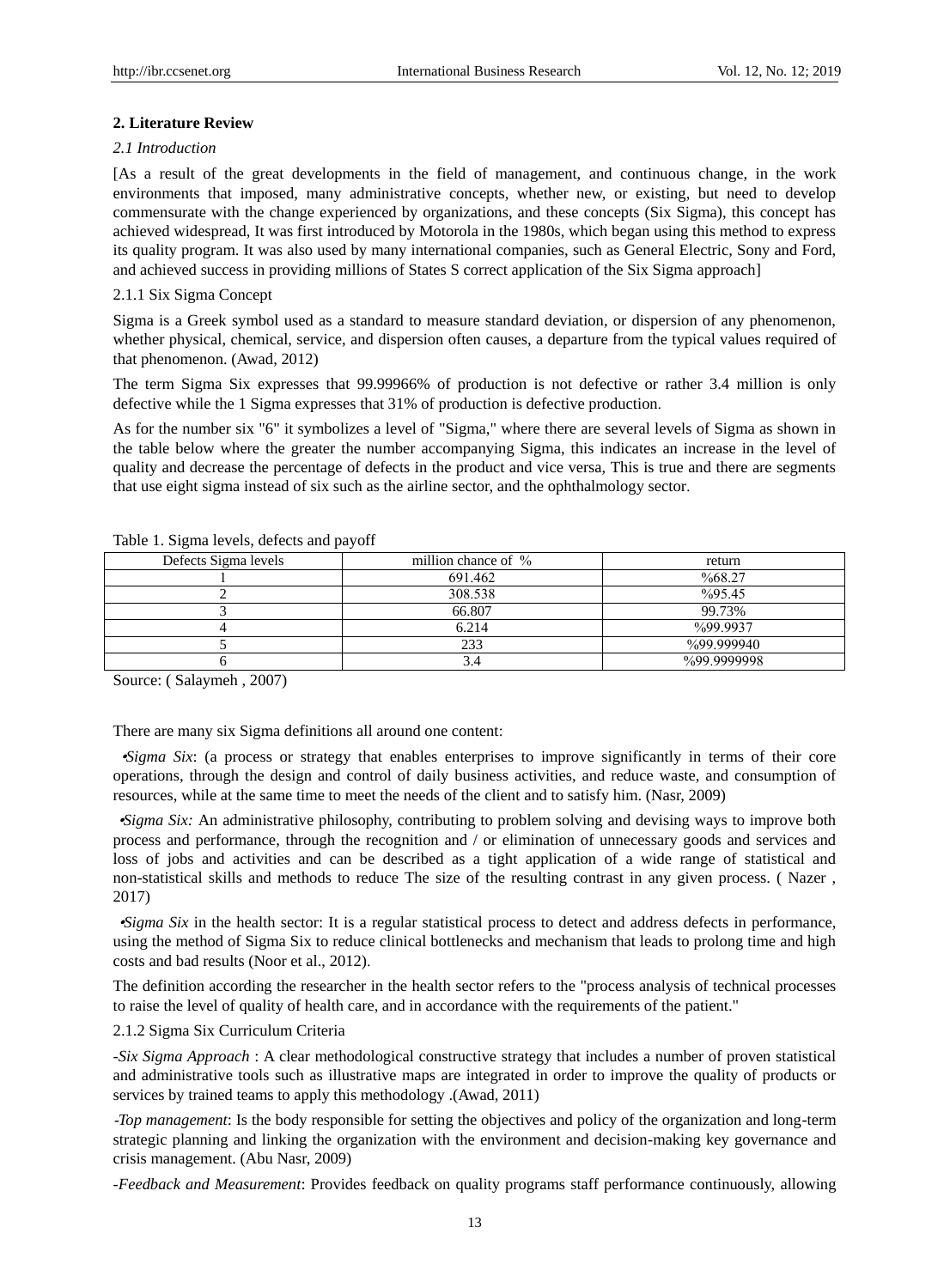## 2. Literature Review

### *2.1 Introduction*

[As a result of the great developments in the field of management, and continuous change, in the work environments that imposed, many administrative concepts, whether new, or existing, but need to develop commensurate with the change experienced by organizations, and these concepts (Six Sigma), this concept has achieved widespread, It was first introduced by Motorola in the 1980s, which began using this method to express its quality program. It was also used by many international companies, such as General Electric, Sony and Ford, and achieved success in providing millions of States S correct application of the Six Sigma approach]

#### 2.1.1 Six Sigma Concept

Sigma is a Greek symbol used as a standard to measure standard deviation, or dispersion of any phenomenon, whether physical, chemical, service, and dispersion often causes, a departure from the typical values required of that phenomenon. (Awad, 2012)

The term Sigma Six expresses that 99.99966% of production is not defective or rather 3.4 million is only defective while the 1 Sigma expresses that 31% of production is defective production.

As for the number six "6" it symbolizes a level of "Sigma," where there are several levels of Sigma as shown in the table below where the greater the number accompanying Sigma, this indicates an increase in the level of quality and decrease the percentage of defects in the product and vice versa, This is true and there are segments that use eight sigma instead of six such as the airline sector, and the ophthalmology sector.

Table 1. Sigma levels, defects and payoff

| Defects Sigma levels | million chance of % | return |
|---|---|---|
| 1 | 691.462 | %68.27 |
| 2 | 308.538 | %95.45 |
| 3 | 66.807 | 99.73% |
| 4 | 6.214 | %99.9937 |
| 5 | 233 | %99.999940 |
| 6 | 3.4 | %99.9999998 |

Source: ( Salaymeh , 2007)

There are many six Sigma definitions all around one content:

- *Sigma Six*: (a process or strategy that enables enterprises to improve significantly in terms of their core operations, through the design and control of daily business activities, and reduce waste, and consumption of resources, while at the same time to meet the needs of the client and to satisfy him. (Nasr, 2009)
- *Sigma Six:* An administrative philosophy, contributing to problem solving and devising ways to improve both process and performance, through the recognition and / or elimination of unnecessary goods and services and loss of jobs and activities and can be described as a tight application of a wide range of statistical and non-statistical skills and methods to reduce The size of the resulting contrast in any given process. ( Nazer , 2017)
- *Sigma Six* in the health sector: It is a regular statistical process to detect and address defects in performance, using the method of Sigma Six to reduce clinical bottlenecks and mechanism that leads to prolong time and high costs and bad results (Noor et al., 2012).

The definition according the researcher in the health sector refers to the "process analysis of technical processes to raise the level of quality of health care, and in accordance with the requirements of the patient."

#### 2.1.2 Sigma Six Curriculum Criteria

-*Six Sigma Approach* : A clear methodological constructive strategy that includes a number of proven statistical and administrative tools such as illustrative maps are integrated in order to improve the quality of products or services by trained teams to apply this methodology .(Awad, 2011)

-*Top management*: Is the body responsible for setting the objectives and policy of the organization and long-term strategic planning and linking the organization with the environment and decision-making key governance and crisis management. (Abu Nasr, 2009)

-*Feedback and Measurement*: Provides feedback on quality programs staff performance continuously, allowing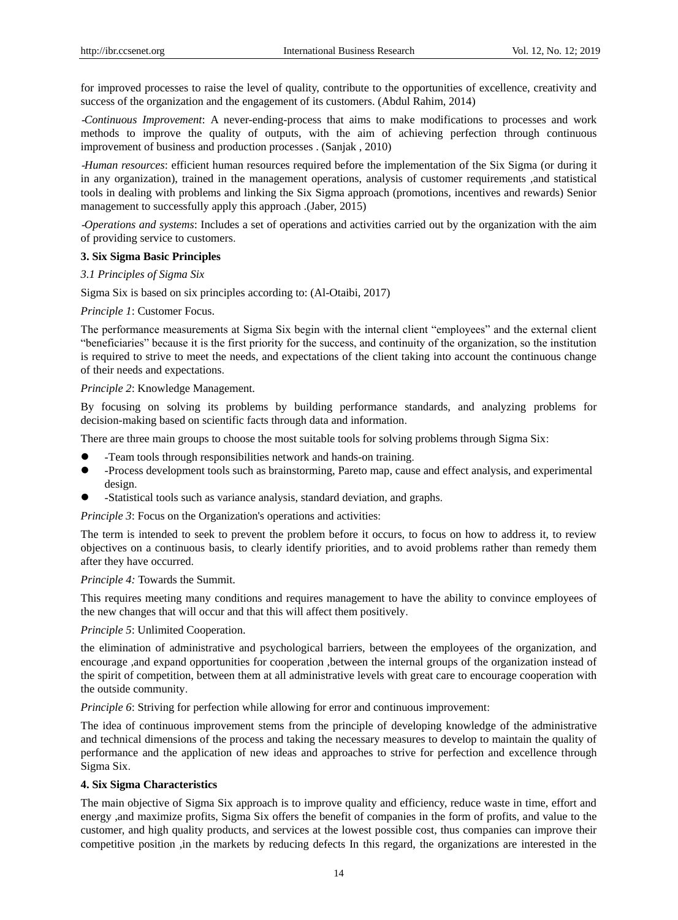for improved processes to raise the level of quality, contribute to the opportunities of excellence, creativity and success of the organization and the engagement of its customers. (Abdul Rahim, 2014)

-*Continuous Improvement*: A never-ending-process that aims to make modifications to processes and work methods to improve the quality of outputs, with the aim of achieving perfection through continuous improvement of business and production processes . (Sanjak , 2010)

-*Human resources*: efficient human resources required before the implementation of the Six Sigma (or during it in any organization), trained in the management operations, analysis of customer requirements ,and statistical tools in dealing with problems and linking the Six Sigma approach (promotions, incentives and rewards) Senior management to successfully apply this approach .(Jaber, 2015)

-*Operations and systems*: Includes a set of operations and activities carried out by the organization with the aim of providing service to customers.

## 3. Six Sigma Basic Principles

### *3.1 Principles of Sigma Six*

Sigma Six is based on six principles according to: (Al-Otaibi, 2017)

*Principle 1*: Customer Focus.

The performance measurements at Sigma Six begin with the internal client "employees" and the external client "beneficiaries" because it is the first priority for the success, and continuity of the organization, so the institution is required to strive to meet the needs, and expectations of the client taking into account the continuous change of their needs and expectations.

*Principle 2*: Knowledge Management.

By focusing on solving its problems by building performance standards, and analyzing problems for decision-making based on scientific facts through data and information.

There are three main groups to choose the most suitable tools for solving problems through Sigma Six:

- -Team tools through responsibilities network and hands-on training.
- -Process development tools such as brainstorming, Pareto map, cause and effect analysis, and experimental design.
- -Statistical tools such as variance analysis, standard deviation, and graphs.

*Principle 3*: Focus on the Organization's operations and activities:

The term is intended to seek to prevent the problem before it occurs, to focus on how to address it, to review objectives on a continuous basis, to clearly identify priorities, and to avoid problems rather than remedy them after they have occurred.

*Principle 4:* Towards the Summit.

This requires meeting many conditions and requires management to have the ability to convince employees of the new changes that will occur and that this will affect them positively.

*Principle 5*: Unlimited Cooperation.

the elimination of administrative and psychological barriers, between the employees of the organization, and encourage ,and expand opportunities for cooperation ,between the internal groups of the organization instead of the spirit of competition, between them at all administrative levels with great care to encourage cooperation with the outside community.

*Principle 6*: Striving for perfection while allowing for error and continuous improvement:

The idea of continuous improvement stems from the principle of developing knowledge of the administrative and technical dimensions of the process and taking the necessary measures to develop to maintain the quality of performance and the application of new ideas and approaches to strive for perfection and excellence through Sigma Six.

## 4. Six Sigma Characteristics

The main objective of Sigma Six approach is to improve quality and efficiency, reduce waste in time, effort and energy ,and maximize profits, Sigma Six offers the benefit of companies in the form of profits, and value to the customer, and high quality products, and services at the lowest possible cost, thus companies can improve their competitive position ,in the markets by reducing defects In this regard, the organizations are interested in the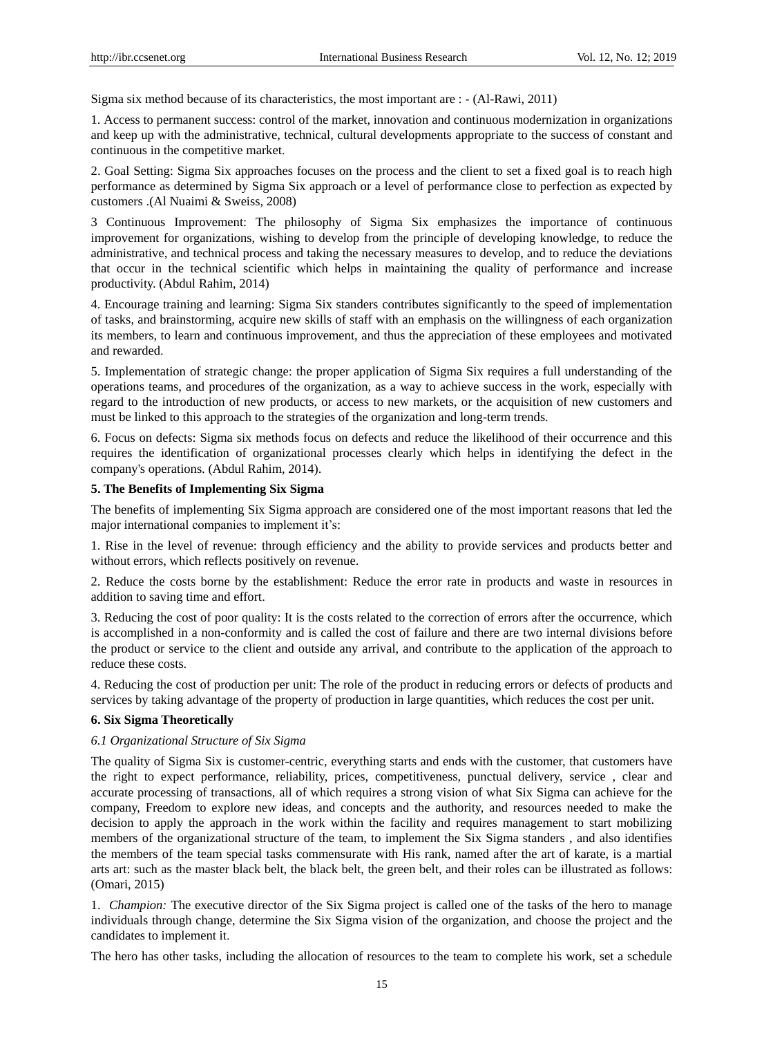Sigma six method because of its characteristics, the most important are : - (Al-Rawi, 2011)

1. Access to permanent success: control of the market, innovation and continuous modernization in organizations and keep up with the administrative, technical, cultural developments appropriate to the success of constant and continuous in the competitive market.

2. Goal Setting: Sigma Six approaches focuses on the process and the client to set a fixed goal is to reach high performance as determined by Sigma Six approach or a level of performance close to perfection as expected by customers .(Al Nuaimi & Sweiss, 2008)

3 Continuous Improvement: The philosophy of Sigma Six emphasizes the importance of continuous improvement for organizations, wishing to develop from the principle of developing knowledge, to reduce the administrative, and technical process and taking the necessary measures to develop, and to reduce the deviations that occur in the technical scientific which helps in maintaining the quality of performance and increase productivity. (Abdul Rahim, 2014)

4. Encourage training and learning: Sigma Six standers contributes significantly to the speed of implementation of tasks, and brainstorming, acquire new skills of staff with an emphasis on the willingness of each organization its members, to learn and continuous improvement, and thus the appreciation of these employees and motivated and rewarded.

5. Implementation of strategic change: the proper application of Sigma Six requires a full understanding of the operations teams, and procedures of the organization, as a way to achieve success in the work, especially with regard to the introduction of new products, or access to new markets, or the acquisition of new customers and must be linked to this approach to the strategies of the organization and long-term trends.

6. Focus on defects: Sigma six methods focus on defects and reduce the likelihood of their occurrence and this requires the identification of organizational processes clearly which helps in identifying the defect in the company's operations. (Abdul Rahim, 2014).

**5. The Benefits of Implementing Six Sigma**

The benefits of implementing Six Sigma approach are considered one of the most important reasons that led the major international companies to implement it's:

1. Rise in the level of revenue: through efficiency and the ability to provide services and products better and without errors, which reflects positively on revenue.

2. Reduce the costs borne by the establishment: Reduce the error rate in products and waste in resources in addition to saving time and effort.

3. Reducing the cost of poor quality: It is the costs related to the correction of errors after the occurrence, which is accomplished in a non-conformity and is called the cost of failure and there are two internal divisions before the product or service to the client and outside any arrival, and contribute to the application of the approach to reduce these costs.

4. Reducing the cost of production per unit: The role of the product in reducing errors or defects of products and services by taking advantage of the property of production in large quantities, which reduces the cost per unit.

**6. Six Sigma Theoretically**

*6.1 Organizational Structure of Six Sigma*

The quality of Sigma Six is customer-centric, everything starts and ends with the customer, that customers have the right to expect performance, reliability, prices, competitiveness, punctual delivery, service , clear and accurate processing of transactions, all of which requires a strong vision of what Six Sigma can achieve for the company, Freedom to explore new ideas, and concepts and the authority, and resources needed to make the decision to apply the approach in the work within the facility and requires management to start mobilizing members of the organizational structure of the team, to implement the Six Sigma standers , and also identifies the members of the team special tasks commensurate with His rank, named after the art of karate, is a martial arts art: such as the master black belt, the black belt, the green belt, and their roles can be illustrated as follows: (Omari, 2015)

1. *Champion:* The executive director of the Six Sigma project is called one of the tasks of the hero to manage individuals through change, determine the Six Sigma vision of the organization, and choose the project and the candidates to implement it.

The hero has other tasks, including the allocation of resources to the team to complete his work, set a schedule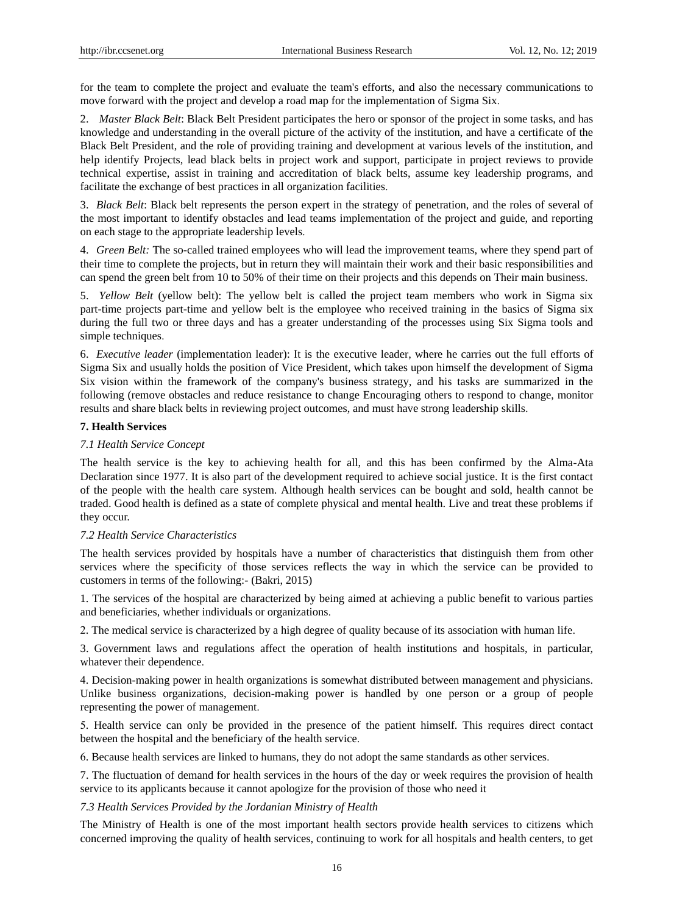for the team to complete the project and evaluate the team's efforts, and also the necessary communications to move forward with the project and develop a road map for the implementation of Sigma Six.

2. *Master Black Belt*: Black Belt President participates the hero or sponsor of the project in some tasks, and has knowledge and understanding in the overall picture of the activity of the institution, and have a certificate of the Black Belt President, and the role of providing training and development at various levels of the institution, and help identify Projects, lead black belts in project work and support, participate in project reviews to provide technical expertise, assist in training and accreditation of black belts, assume key leadership programs, and facilitate the exchange of best practices in all organization facilities.

3. *Black Belt*: Black belt represents the person expert in the strategy of penetration, and the roles of several of the most important to identify obstacles and lead teams implementation of the project and guide, and reporting on each stage to the appropriate leadership levels.

4. *Green Belt:* The so-called trained employees who will lead the improvement teams, where they spend part of their time to complete the projects, but in return they will maintain their work and their basic responsibilities and can spend the green belt from 10 to 50% of their time on their projects and this depends on Their main business.

5. *Yellow Belt* (yellow belt): The yellow belt is called the project team members who work in Sigma six part-time projects part-time and yellow belt is the employee who received training in the basics of Sigma six during the full two or three days and has a greater understanding of the processes using Six Sigma tools and simple techniques.

6. *Executive leader* (implementation leader): It is the executive leader, where he carries out the full efforts of Sigma Six and usually holds the position of Vice President, which takes upon himself the development of Sigma Six vision within the framework of the company's business strategy, and his tasks are summarized in the following (remove obstacles and reduce resistance to change Encouraging others to respond to change, monitor results and share black belts in reviewing project outcomes, and must have strong leadership skills.

## 7. Health Services

### *7.1 Health Service Concept*

The health service is the key to achieving health for all, and this has been confirmed by the Alma-Ata Declaration since 1977. It is also part of the development required to achieve social justice. It is the first contact of the people with the health care system. Although health services can be bought and sold, health cannot be traded. Good health is defined as a state of complete physical and mental health. Live and treat these problems if they occur.

### *7.2 Health Service Characteristics*

The health services provided by hospitals have a number of characteristics that distinguish them from other services where the specificity of those services reflects the way in which the service can be provided to customers in terms of the following:- (Bakri, 2015)

1. The services of the hospital are characterized by being aimed at achieving a public benefit to various parties and beneficiaries, whether individuals or organizations.

2. The medical service is characterized by a high degree of quality because of its association with human life.

3. Government laws and regulations affect the operation of health institutions and hospitals, in particular, whatever their dependence.

4. Decision-making power in health organizations is somewhat distributed between management and physicians. Unlike business organizations, decision-making power is handled by one person or a group of people representing the power of management.

5. Health service can only be provided in the presence of the patient himself. This requires direct contact between the hospital and the beneficiary of the health service.

6. Because health services are linked to humans, they do not adopt the same standards as other services.

7. The fluctuation of demand for health services in the hours of the day or week requires the provision of health service to its applicants because it cannot apologize for the provision of those who need it

### *7.3 Health Services Provided by the Jordanian Ministry of Health*

The Ministry of Health is one of the most important health sectors provide health services to citizens which concerned improving the quality of health services, continuing to work for all hospitals and health centers, to get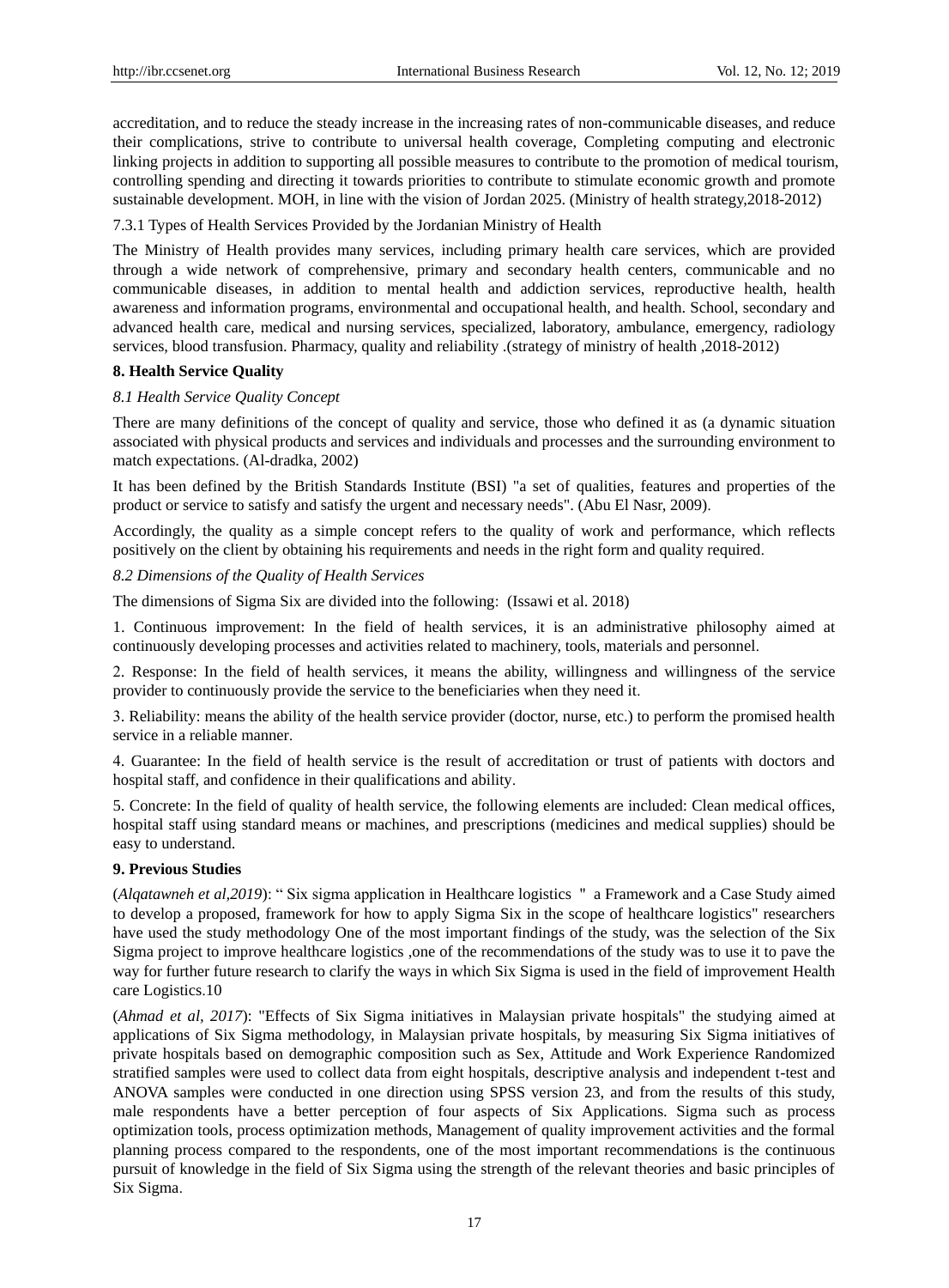accreditation, and to reduce the steady increase in the increasing rates of non-communicable diseases, and reduce their complications, strive to contribute to universal health coverage, Completing computing and electronic linking projects in addition to supporting all possible measures to contribute to the promotion of medical tourism, controlling spending and directing it towards priorities to contribute to stimulate economic growth and promote sustainable development. MOH, in line with the vision of Jordan 2025. (Ministry of health strategy,2018-2012)

7.3.1 Types of Health Services Provided by the Jordanian Ministry of Health

The Ministry of Health provides many services, including primary health care services, which are provided through a wide network of comprehensive, primary and secondary health centers, communicable and no communicable diseases, in addition to mental health and addiction services, reproductive health, health awareness and information programs, environmental and occupational health, and health. School, secondary and advanced health care, medical and nursing services, specialized, laboratory, ambulance, emergency, radiology services, blood transfusion. Pharmacy, quality and reliability .(strategy of ministry of health ,2018-2012)

## 8. Health Service Quality

### *8.1 Health Service Quality Concept*

There are many definitions of the concept of quality and service, those who defined it as (a dynamic situation associated with physical products and services and individuals and processes and the surrounding environment to match expectations. (Al-dradka, 2002)

It has been defined by the British Standards Institute (BSI) "a set of qualities, features and properties of the product or service to satisfy and satisfy the urgent and necessary needs". (Abu El Nasr, 2009).

Accordingly, the quality as a simple concept refers to the quality of work and performance, which reflects positively on the client by obtaining his requirements and needs in the right form and quality required.

### *8.2 Dimensions of the Quality of Health Services*

The dimensions of Sigma Six are divided into the following: (Issawi et al. 2018)

1. Continuous improvement: In the field of health services, it is an administrative philosophy aimed at continuously developing processes and activities related to machinery, tools, materials and personnel.

2. Response: In the field of health services, it means the ability, willingness and willingness of the service provider to continuously provide the service to the beneficiaries when they need it.

3. Reliability: means the ability of the health service provider (doctor, nurse, etc.) to perform the promised health service in a reliable manner.

4. Guarantee: In the field of health service is the result of accreditation or trust of patients with doctors and hospital staff, and confidence in their qualifications and ability.

5. Concrete: In the field of quality of health service, the following elements are included: Clean medical offices, hospital staff using standard means or machines, and prescriptions (medicines and medical supplies) should be easy to understand.

## 9. Previous Studies

(*Alqatawneh et al,2019*): " Six sigma application in Healthcare logistics " a Framework and a Case Study aimed to develop a proposed, framework for how to apply Sigma Six in the scope of healthcare logistics" researchers have used the study methodology One of the most important findings of the study, was the selection of the Six Sigma project to improve healthcare logistics ,one of the recommendations of the study was to use it to pave the way for further future research to clarify the ways in which Six Sigma is used in the field of improvement Health care Logistics.10

(*Ahmad et al, 2017*): "Effects of Six Sigma initiatives in Malaysian private hospitals" the studying aimed at applications of Six Sigma methodology, in Malaysian private hospitals, by measuring Six Sigma initiatives of private hospitals based on demographic composition such as Sex, Attitude and Work Experience Randomized stratified samples were used to collect data from eight hospitals, descriptive analysis and independent t-test and ANOVA samples were conducted in one direction using SPSS version 23, and from the results of this study, male respondents have a better perception of four aspects of Six Applications. Sigma such as process optimization tools, process optimization methods, Management of quality improvement activities and the formal planning process compared to the respondents, one of the most important recommendations is the continuous pursuit of knowledge in the field of Six Sigma using the strength of the relevant theories and basic principles of Six Sigma.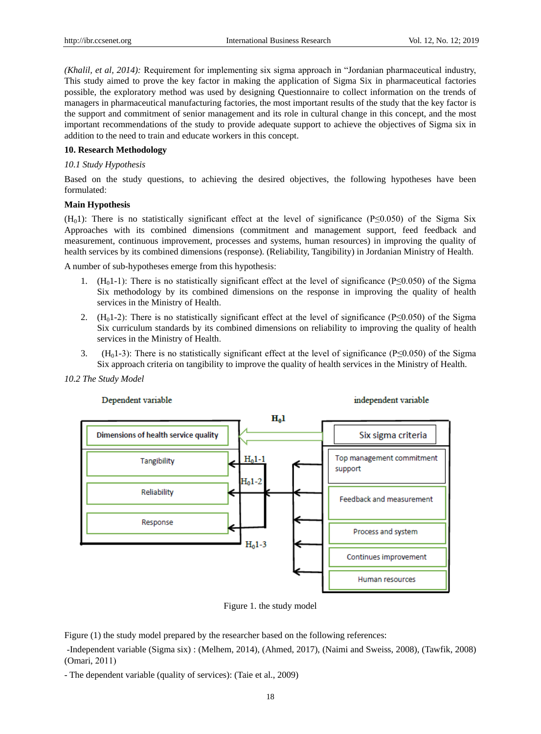*(Khalil, et al, 2014):* Requirement for implementing six sigma approach in "Jordanian pharmaceutical industry, This study aimed to prove the key factor in making the application of Sigma Six in pharmaceutical factories possible, the exploratory method was used by designing Questionnaire to collect information on the trends of managers in pharmaceutical manufacturing factories, the most important results of the study that the key factor is the support and commitment of senior management and its role in cultural change in this concept, and the most important recommendations of the study to provide adequate support to achieve the objectives of Sigma six in addition to the need to train and educate workers in this concept.

## 10. Research Methodology

### *10.1 Study Hypothesis*

Based on the study questions, to achieving the desired objectives, the following hypotheses have been formulated:

**Main Hypothesis**

($H_0$1): There is no statistically significant effect at the level of significance ($P \leq 0.050$) of the Sigma Six Approaches with its combined dimensions (commitment and management support, feed feedback and measurement, continuous improvement, processes and systems, human resources) in improving the quality of health services by its combined dimensions (response). (Reliability, Tangibility) in Jordanian Ministry of Health.

A number of sub-hypotheses emerge from this hypothesis:

1. ($H_0$1-1): There is no statistically significant effect at the level of significance ($P \leq 0.050$) of the Sigma Six methodology by its combined dimensions on the response in improving the quality of health services in the Ministry of Health.
2. ($H_0$1-2): There is no statistically significant effect at the level of significance ($P \leq 0.050$) of the Sigma Six curriculum standards by its combined dimensions on reliability to improving the quality of health services in the Ministry of Health.
3. ($H_0$1-3): There is no statistically significant effect at the level of significance ($P \leq 0.050$) of the Sigma Six approach criteria on tangibility to improve the quality of health services in the Ministry of Health.

### *10.2 The Study Model*

Dependent variable — independent variable

Dimensions of health service quality: Tangibility, Reliability, Response

Six sigma criteria: Top management commitment support, Feedback and measurement, Process and system, Continues improvement, Human resources

$H_0$1, $H_0$1-1, $H_0$1-2, $H_0$1-3

Figure 1. the study model

Figure (1) the study model prepared by the researcher based on the following references:

-Independent variable (Sigma six) : (Melhem, 2014), (Ahmed, 2017), (Naimi and Sweiss, 2008), (Tawfik, 2008) (Omari, 2011)

- The dependent variable (quality of services): (Taie et al., 2009)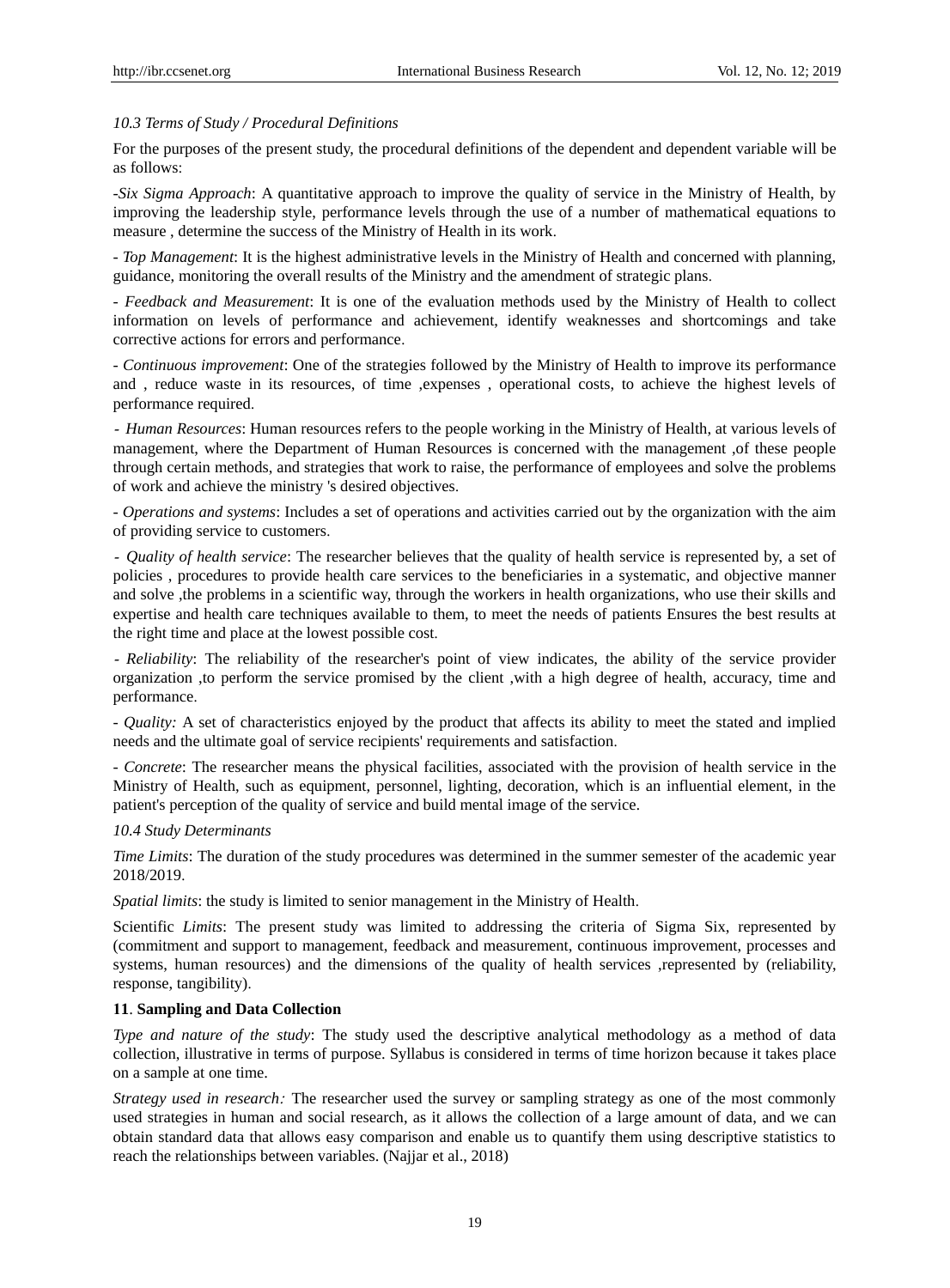*10.3 Terms of Study / Procedural Definitions*

For the purposes of the present study, the procedural definitions of the dependent and dependent variable will be as follows:

-*Six Sigma Approach*: A quantitative approach to improve the quality of service in the Ministry of Health, by improving the leadership style, performance levels through the use of a number of mathematical equations to measure , determine the success of the Ministry of Health in its work.

- *Top Management*: It is the highest administrative levels in the Ministry of Health and concerned with planning, guidance, monitoring the overall results of the Ministry and the amendment of strategic plans.

- *Feedback and Measurement*: It is one of the evaluation methods used by the Ministry of Health to collect information on levels of performance and achievement, identify weaknesses and shortcomings and take corrective actions for errors and performance.

- *Continuous improvement*: One of the strategies followed by the Ministry of Health to improve its performance and , reduce waste in its resources, of time ,expenses , operational costs, to achieve the highest levels of performance required.

- *Human Resources*: Human resources refers to the people working in the Ministry of Health, at various levels of management, where the Department of Human Resources is concerned with the management ,of these people through certain methods, and strategies that work to raise, the performance of employees and solve the problems of work and achieve the ministry 's desired objectives.

- *Operations and systems*: Includes a set of operations and activities carried out by the organization with the aim of providing service to customers.

- *Quality of health service*: The researcher believes that the quality of health service is represented by, a set of policies , procedures to provide health care services to the beneficiaries in a systematic, and objective manner and solve ,the problems in a scientific way, through the workers in health organizations, who use their skills and expertise and health care techniques available to them, to meet the needs of patients Ensures the best results at the right time and place at the lowest possible cost.

- *Reliability*: The reliability of the researcher's point of view indicates, the ability of the service provider organization ,to perform the service promised by the client ,with a high degree of health, accuracy, time and performance.

- *Quality:* A set of characteristics enjoyed by the product that affects its ability to meet the stated and implied needs and the ultimate goal of service recipients' requirements and satisfaction.

- *Concrete*: The researcher means the physical facilities, associated with the provision of health service in the Ministry of Health, such as equipment, personnel, lighting, decoration, which is an influential element, in the patient's perception of the quality of service and build mental image of the service.

*10.4 Study Determinants*

*Time Limits*: The duration of the study procedures was determined in the summer semester of the academic year 2018/2019.

*Spatial limits*: the study is limited to senior management in the Ministry of Health.

Scientific *Limits*: The present study was limited to addressing the criteria of Sigma Six, represented by (commitment and support to management, feedback and measurement, continuous improvement, processes and systems, human resources) and the dimensions of the quality of health services ,represented by (reliability, response, tangibility).

## 11. Sampling and Data Collection

*Type and nature of the study*: The study used the descriptive analytical methodology as a method of data collection, illustrative in terms of purpose. Syllabus is considered in terms of time horizon because it takes place on a sample at one time.

*Strategy used in research:* The researcher used the survey or sampling strategy as one of the most commonly used strategies in human and social research, as it allows the collection of a large amount of data, and we can obtain standard data that allows easy comparison and enable us to quantify them using descriptive statistics to reach the relationships between variables. (Najjar et al., 2018)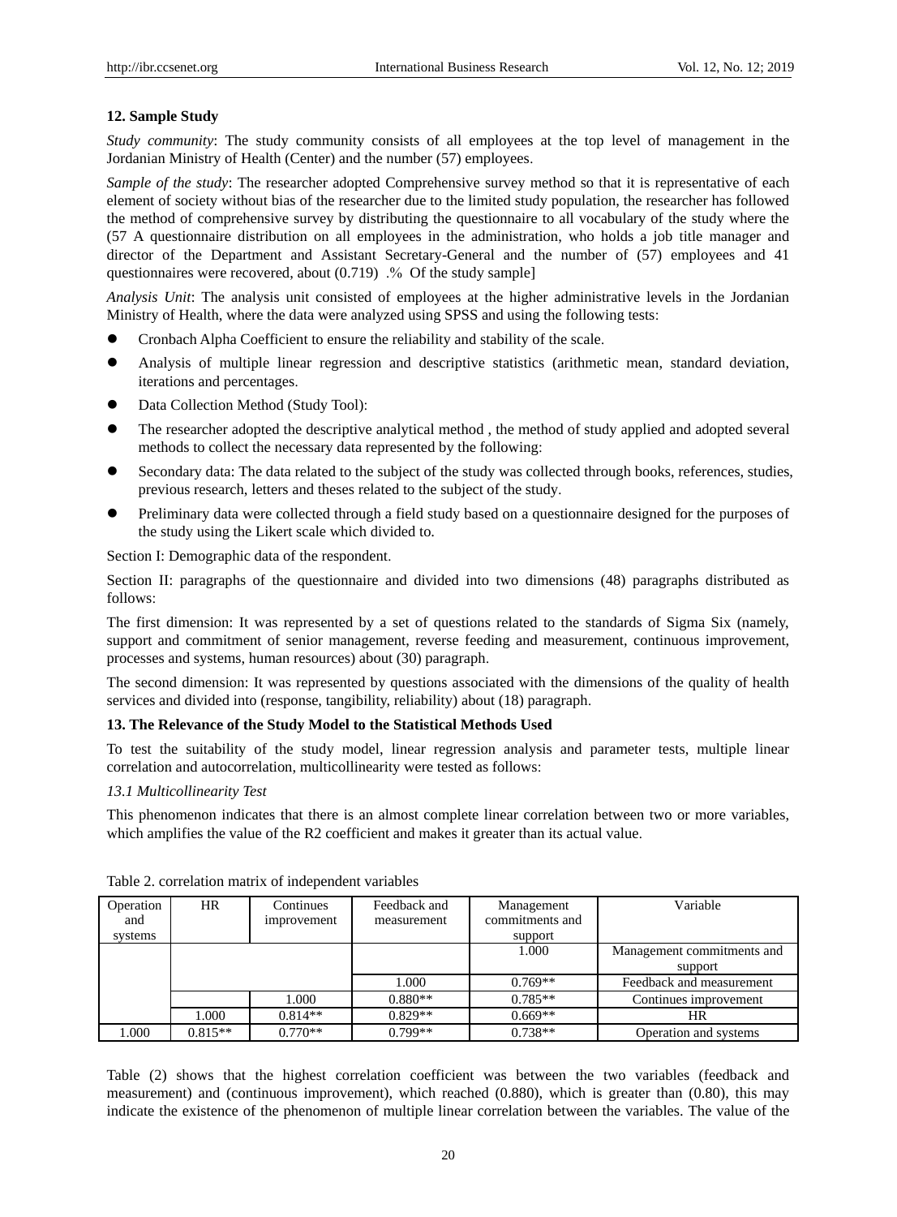## 12. Sample Study

*Study community*: The study community consists of all employees at the top level of management in the Jordanian Ministry of Health (Center) and the number (57) employees.

*Sample of the study*: The researcher adopted Comprehensive survey method so that it is representative of each element of society without bias of the researcher due to the limited study population, the researcher has followed the method of comprehensive survey by distributing the questionnaire to all vocabulary of the study where the (57 A questionnaire distribution on all employees in the administration, who holds a job title manager and director of the Department and Assistant Secretary-General and the number of (57) employees and 41 questionnaires were recovered, about (0.719) .% Of the study sample]

*Analysis Unit*: The analysis unit consisted of employees at the higher administrative levels in the Jordanian Ministry of Health, where the data were analyzed using SPSS and using the following tests:

- Cronbach Alpha Coefficient to ensure the reliability and stability of the scale.
- Analysis of multiple linear regression and descriptive statistics (arithmetic mean, standard deviation, iterations and percentages.
- Data Collection Method (Study Tool):
- The researcher adopted the descriptive analytical method , the method of study applied and adopted several methods to collect the necessary data represented by the following:
- Secondary data: The data related to the subject of the study was collected through books, references, studies, previous research, letters and theses related to the subject of the study.
- Preliminary data were collected through a field study based on a questionnaire designed for the purposes of the study using the Likert scale which divided to.

Section I: Demographic data of the respondent.

Section II: paragraphs of the questionnaire and divided into two dimensions (48) paragraphs distributed as follows:

The first dimension: It was represented by a set of questions related to the standards of Sigma Six (namely, support and commitment of senior management, reverse feeding and measurement, continuous improvement, processes and systems, human resources) about (30) paragraph.

The second dimension: It was represented by questions associated with the dimensions of the quality of health services and divided into (response, tangibility, reliability) about (18) paragraph.

## 13. The Relevance of the Study Model to the Statistical Methods Used

To test the suitability of the study model, linear regression analysis and parameter tests, multiple linear correlation and autocorrelation, multicollinearity were tested as follows:

### *13.1 Multicollinearity Test*

This phenomenon indicates that there is an almost complete linear correlation between two or more variables, which amplifies the value of the R2 coefficient and makes it greater than its actual value.

Table 2. correlation matrix of independent variables

| Operation and systems | HR | Continues improvement | Feedback and measurement | Management commitments and support | Variable |
|---|---|---|---|---|---|
| | | | | 1.000 | Management commitments and support |
| | | | 1.000 | 0.769** | Feedback and measurement |
| | | 1.000 | 0.880** | 0.785** | Continues improvement |
| | 1.000 | 0.814** | 0.829** | 0.669** | HR |
| 1.000 | 0.815** | 0.770** | 0.799** | 0.738** | Operation and systems |

Table (2) shows that the highest correlation coefficient was between the two variables (feedback and measurement) and (continuous improvement), which reached (0.880), which is greater than (0.80), this may indicate the existence of the phenomenon of multiple linear correlation between the variables. The value of the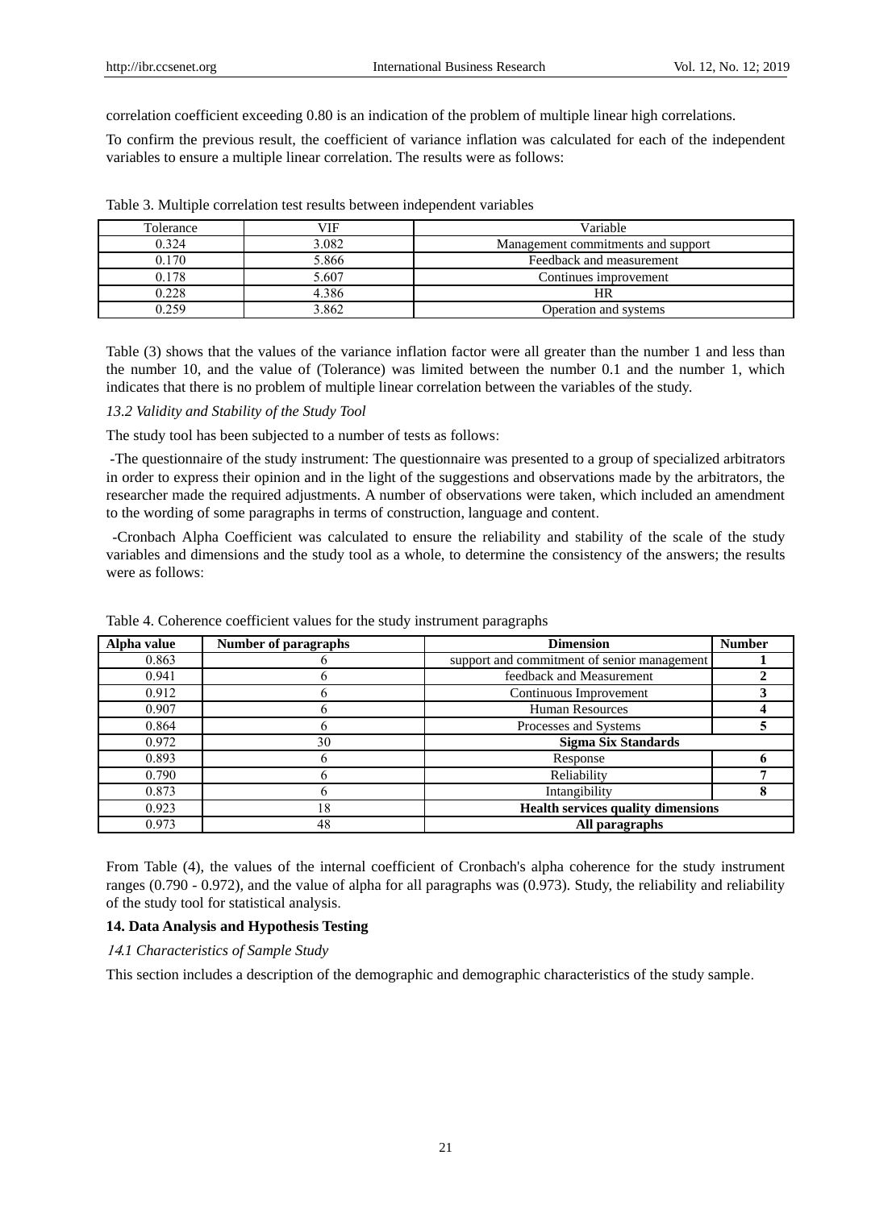correlation coefficient exceeding 0.80 is an indication of the problem of multiple linear high correlations.

To confirm the previous result, the coefficient of variance inflation was calculated for each of the independent variables to ensure a multiple linear correlation. The results were as follows:

Table 3. Multiple correlation test results between independent variables

| Tolerance | VIF | Variable |
|---|---|---|
| 0.324 | 3.082 | Management commitments and support |
| 0.170 | 5.866 | Feedback and measurement |
| 0.178 | 5.607 | Continues improvement |
| 0.228 | 4.386 | HR |
| 0.259 | 3.862 | Operation and systems |

Table (3) shows that the values of the variance inflation factor were all greater than the number 1 and less than the number 10, and the value of (Tolerance) was limited between the number 0.1 and the number 1, which indicates that there is no problem of multiple linear correlation between the variables of the study.

*13.2 Validity and Stability of the Study Tool*

The study tool has been subjected to a number of tests as follows:

-The questionnaire of the study instrument: The questionnaire was presented to a group of specialized arbitrators in order to express their opinion and in the light of the suggestions and observations made by the arbitrators, the researcher made the required adjustments. A number of observations were taken, which included an amendment to the wording of some paragraphs in terms of construction, language and content.

-Cronbach Alpha Coefficient was calculated to ensure the reliability and stability of the scale of the study variables and dimensions and the study tool as a whole, to determine the consistency of the answers; the results were as follows:

Table 4. Coherence coefficient values for the study instrument paragraphs

| **Alpha value** | **Number of paragraphs** | **Dimension** | **Number** |
|---|---|---|---|
| 0.863 | 6 | support and commitment of senior management | **1** |
| 0.941 | 6 | feedback and Measurement | **2** |
| 0.912 | 6 | Continuous Improvement | **3** |
| 0.907 | 6 | Human Resources | **4** |
| 0.864 | 6 | Processes and Systems | **5** |
| 0.972 | 30 | **Sigma Six Standards** | |
| 0.893 | 6 | Response | **6** |
| 0.790 | 6 | Reliability | **7** |
| 0.873 | 6 | Intangibility | **8** |
| 0.923 | 18 | **Health services quality dimensions** | |
| 0.973 | 48 | **All paragraphs** | |

From Table (4), the values of the internal coefficient of Cronbach's alpha coherence for the study instrument ranges (0.790 - 0.972), and the value of alpha for all paragraphs was (0.973). Study, the reliability and reliability of the study tool for statistical analysis.

## 14. Data Analysis and Hypothesis Testing

*14.1 Characteristics of Sample Study*

This section includes a description of the demographic and demographic characteristics of the study sample.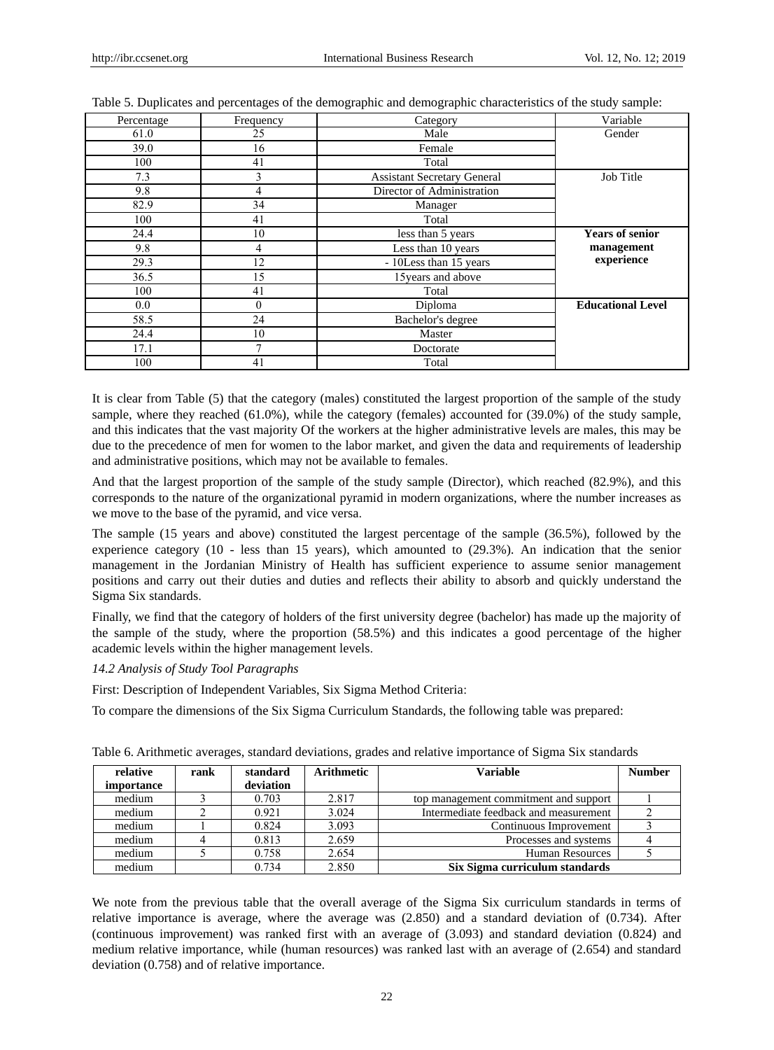Table 5. Duplicates and percentages of the demographic and demographic characteristics of the study sample:

| Percentage | Frequency | Category | Variable |
|---|---|---|---|
| 61.0 | 25 | Male | Gender |
| 39.0 | 16 | Female | |
| 100 | 41 | Total | |
| 7.3 | 3 | Assistant Secretary General | Job Title |
| 9.8 | 4 | Director of Administration | |
| 82.9 | 34 | Manager | |
| 100 | 41 | Total | |
| 24.4 | 10 | less than 5 years | **Years of senior management experience** |
| 9.8 | 4 | Less than 10 years | |
| 29.3 | 12 | - 10Less than 15 years | |
| 36.5 | 15 | 15years and above | |
| 100 | 41 | Total | |
| 0.0 | 0 | Diploma | **Educational Level** |
| 58.5 | 24 | Bachelor's degree | |
| 24.4 | 10 | Master | |
| 17.1 | 7 | Doctorate | |
| 100 | 41 | Total | |

It is clear from Table (5) that the category (males) constituted the largest proportion of the sample of the study sample, where they reached (61.0%), while the category (females) accounted for (39.0%) of the study sample, and this indicates that the vast majority Of the workers at the higher administrative levels are males, this may be due to the precedence of men for women to the labor market, and given the data and requirements of leadership and administrative positions, which may not be available to females.

And that the largest proportion of the sample of the study sample (Director), which reached (82.9%), and this corresponds to the nature of the organizational pyramid in modern organizations, where the number increases as we move to the base of the pyramid, and vice versa.

The sample (15 years and above) constituted the largest percentage of the sample (36.5%), followed by the experience category (10 - less than 15 years), which amounted to (29.3%). An indication that the senior management in the Jordanian Ministry of Health has sufficient experience to assume senior management positions and carry out their duties and duties and reflects their ability to absorb and quickly understand the Sigma Six standards.

Finally, we find that the category of holders of the first university degree (bachelor) has made up the majority of the sample of the study, where the proportion (58.5%) and this indicates a good percentage of the higher academic levels within the higher management levels.

*14.2 Analysis of Study Tool Paragraphs*

First: Description of Independent Variables, Six Sigma Method Criteria:

To compare the dimensions of the Six Sigma Curriculum Standards, the following table was prepared:

Table 6. Arithmetic averages, standard deviations, grades and relative importance of Sigma Six standards

| relative importance | rank | standard deviation | Arithmetic | Variable | Number |
|---|---|---|---|---|---|
| medium | 3 | 0.703 | 2.817 | top management commitment and support | 1 |
| medium | 2 | 0.921 | 3.024 | Intermediate feedback and measurement | 2 |
| medium | 1 | 0.824 | 3.093 | Continuous Improvement | 3 |
| medium | 4 | 0.813 | 2.659 | Processes and systems | 4 |
| medium | 5 | 0.758 | 2.654 | Human Resources | 5 |
| medium | | 0.734 | 2.850 | **Six Sigma curriculum standards** | |

We note from the previous table that the overall average of the Sigma Six curriculum standards in terms of relative importance is average, where the average was (2.850) and a standard deviation of (0.734). After (continuous improvement) was ranked first with an average of (3.093) and standard deviation (0.824) and medium relative importance, while (human resources) was ranked last with an average of (2.654) and standard deviation (0.758) and of relative importance.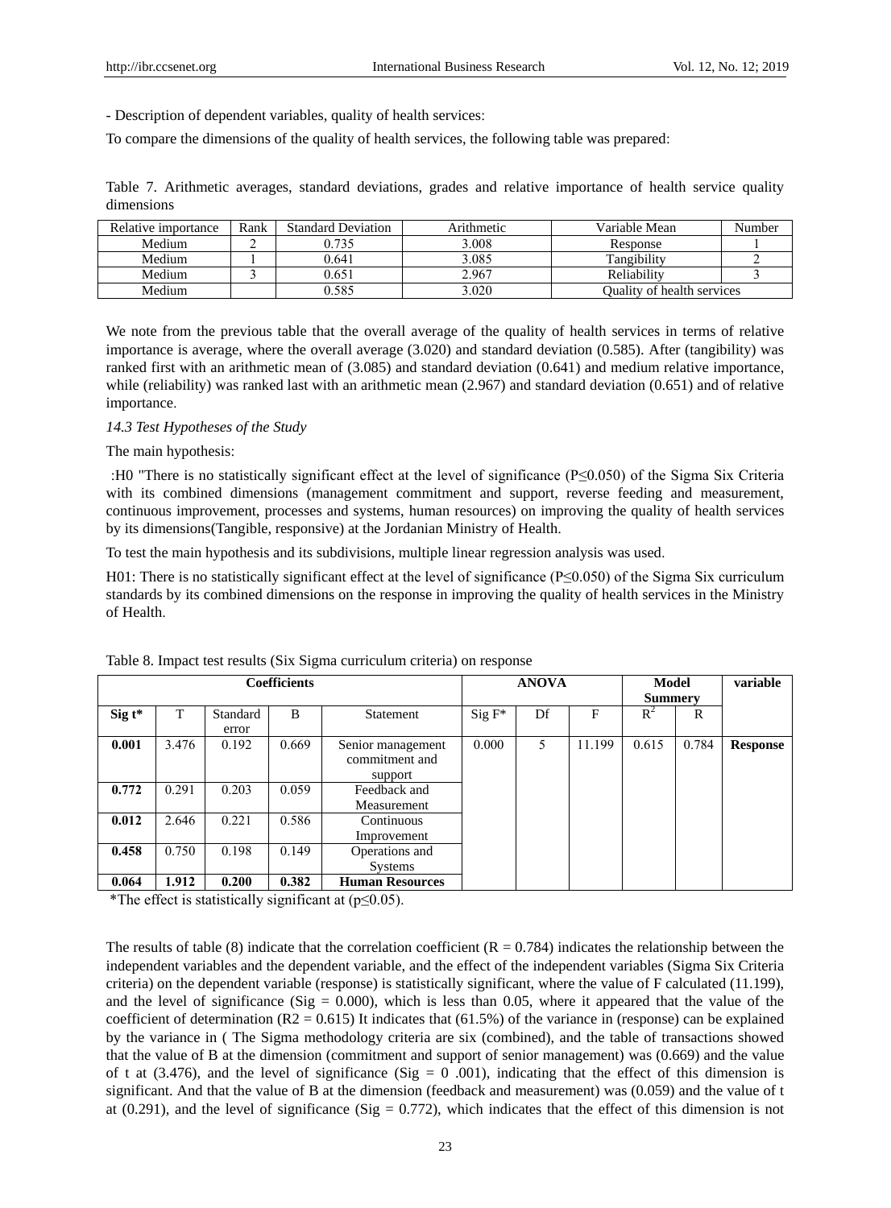- Description of dependent variables, quality of health services:

To compare the dimensions of the quality of health services, the following table was prepared:

Table 7. Arithmetic averages, standard deviations, grades and relative importance of health service quality dimensions

| Relative importance | Rank | Standard Deviation | Arithmetic | Variable Mean | Number |
|---|---|---|---|---|---|
| Medium | 2 | 0.735 | 3.008 | Response | 1 |
| Medium | 1 | 0.641 | 3.085 | Tangibility | 2 |
| Medium | 3 | 0.651 | 2.967 | Reliability | 3 |
| Medium | | 0.585 | 3.020 | Quality of health services | |

We note from the previous table that the overall average of the quality of health services in terms of relative importance is average, where the overall average (3.020) and standard deviation (0.585). After (tangibility) was ranked first with an arithmetic mean of (3.085) and standard deviation (0.641) and medium relative importance, while (reliability) was ranked last with an arithmetic mean (2.967) and standard deviation (0.651) and of relative importance.

*14.3 Test Hypotheses of the Study*

The main hypothesis:

:H0 "There is no statistically significant effect at the level of significance (P≤0.050) of the Sigma Six Criteria with its combined dimensions (management commitment and support, reverse feeding and measurement, continuous improvement, processes and systems, human resources) on improving the quality of health services by its dimensions(Tangible, responsive) at the Jordanian Ministry of Health.

To test the main hypothesis and its subdivisions, multiple linear regression analysis was used.

H01: There is no statistically significant effect at the level of significance (P≤0.050) of the Sigma Six curriculum standards by its combined dimensions on the response in improving the quality of health services in the Ministry of Health.

Table 8. Impact test results (Six Sigma curriculum criteria) on response

| Coefficients | | | | | ANOVA | | | Model Summery | | variable |
|---|---|---|---|---|---|---|---|---|---|---|
| **Sig t*** | T | Standard error | B | Statement | Sig F* | Df | F | $R^2$ | R | |
| **0.001** | 3.476 | 0.192 | 0.669 | Senior management commitment and support | 0.000 | 5 | 11.199 | 0.615 | 0.784 | **Response** |
| **0.772** | 0.291 | 0.203 | 0.059 | Feedback and Measurement | | | | | | |
| **0.012** | 2.646 | 0.221 | 0.586 | Continuous Improvement | | | | | | |
| **0.458** | 0.750 | 0.198 | 0.149 | Operations and Systems | | | | | | |
| **0.064** | **1.912** | **0.200** | **0.382** | **Human Resources** | | | | | | |

*The effect is statistically significant at (p≤0.05).

The results of table (8) indicate that the correlation coefficient (R = 0.784) indicates the relationship between the independent variables and the dependent variable, and the effect of the independent variables (Sigma Six Criteria criteria) on the dependent variable (response) is statistically significant, where the value of F calculated (11.199), and the level of significance (Sig = 0.000), which is less than 0.05, where it appeared that the value of the coefficient of determination (R2 = 0.615) It indicates that (61.5%) of the variance in (response) can be explained by the variance in ( The Sigma methodology criteria are six (combined), and the table of transactions showed that the value of B at the dimension (commitment and support of senior management) was (0.669) and the value of t at (3.476), and the level of significance (Sig = 0 .001), indicating that the effect of this dimension is significant. And that the value of B at the dimension (feedback and measurement) was (0.059) and the value of t at (0.291), and the level of significance (Sig = 0.772), which indicates that the effect of this dimension is not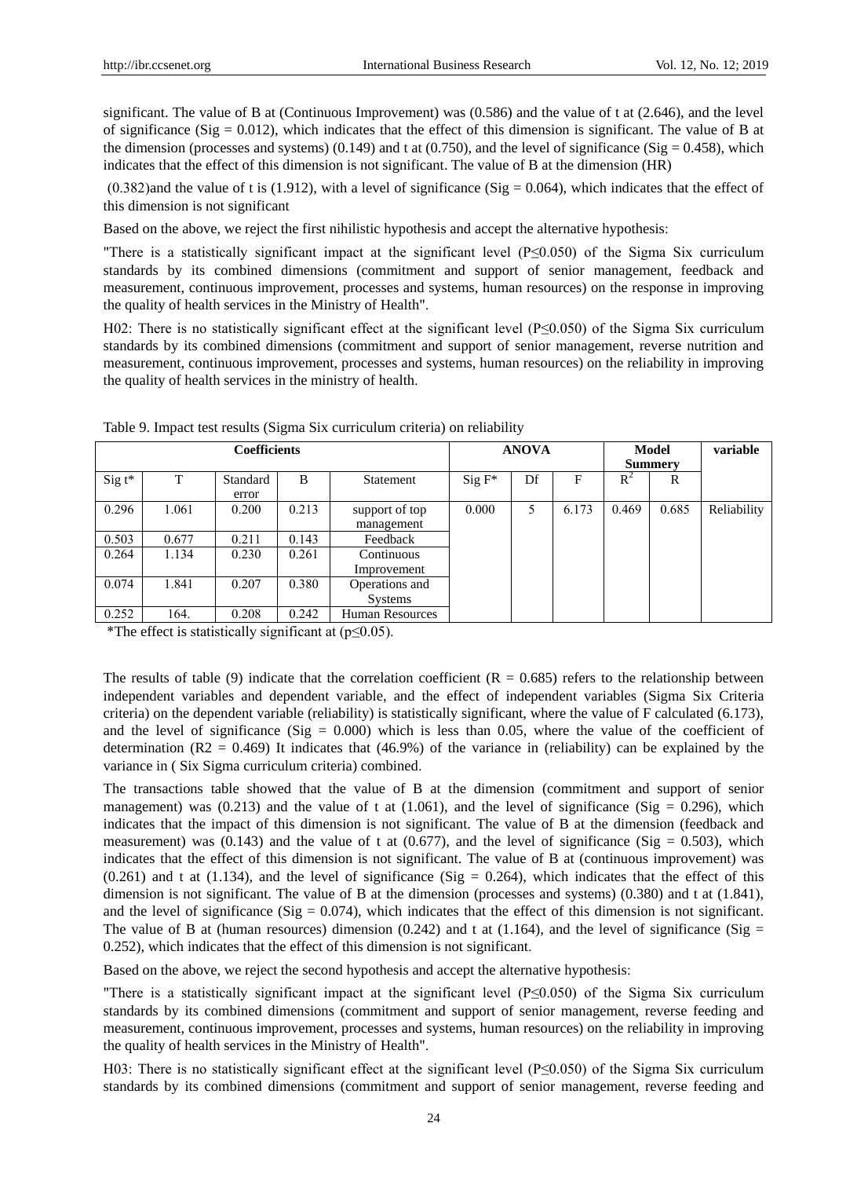significant. The value of B at (Continuous Improvement) was (0.586) and the value of t at (2.646), and the level of significance (Sig = 0.012), which indicates that the effect of this dimension is significant. The value of B at the dimension (processes and systems) (0.149) and t at (0.750), and the level of significance (Sig = 0.458), which indicates that the effect of this dimension is not significant. The value of B at the dimension (HR)

(0.382)and the value of t is (1.912), with a level of significance (Sig = 0.064), which indicates that the effect of this dimension is not significant

Based on the above, we reject the first nihilistic hypothesis and accept the alternative hypothesis:

"There is a statistically significant impact at the significant level (P≤0.050) of the Sigma Six curriculum standards by its combined dimensions (commitment and support of senior management, feedback and measurement, continuous improvement, processes and systems, human resources) on the response in improving the quality of health services in the Ministry of Health".

H02: There is no statistically significant effect at the significant level (P≤0.050) of the Sigma Six curriculum standards by its combined dimensions (commitment and support of senior management, reverse nutrition and measurement, continuous improvement, processes and systems, human resources) on the reliability in improving the quality of health services in the ministry of health.

Table 9. Impact test results (Sigma Six curriculum criteria) on reliability

| Coefficients | | | | | ANOVA | | | Model Summery | | variable |
|---|---|---|---|---|---|---|---|---|---|---|
| Sig t* | T | Standard error | B | Statement | Sig F* | Df | F | $R^2$ | R | |
| 0.296 | 1.061 | 0.200 | 0.213 | support of top management | 0.000 | 5 | 6.173 | 0.469 | 0.685 | Reliability |
| 0.503 | 0.677 | 0.211 | 0.143 | Feedback | | | | | | |
| 0.264 | 1.134 | 0.230 | 0.261 | Continuous Improvement | | | | | | |
| 0.074 | 1.841 | 0.207 | 0.380 | Operations and Systems | | | | | | |
| 0.252 | 164. | 0.208 | 0.242 | Human Resources | | | | | | |

*The effect is statistically significant at (p≤0.05).

The results of table (9) indicate that the correlation coefficient (R = 0.685) refers to the relationship between independent variables and dependent variable, and the effect of independent variables (Sigma Six Criteria criteria) on the dependent variable (reliability) is statistically significant, where the value of F calculated (6.173), and the level of significance (Sig = 0.000) which is less than 0.05, where the value of the coefficient of determination (R2 = 0.469) It indicates that (46.9%) of the variance in (reliability) can be explained by the variance in ( Six Sigma curriculum criteria) combined.

The transactions table showed that the value of B at the dimension (commitment and support of senior management) was (0.213) and the value of t at (1.061), and the level of significance (Sig = 0.296), which indicates that the impact of this dimension is not significant. The value of B at the dimension (feedback and measurement) was (0.143) and the value of t at (0.677), and the level of significance (Sig = 0.503), which indicates that the effect of this dimension is not significant. The value of B at (continuous improvement) was (0.261) and t at (1.134), and the level of significance (Sig = 0.264), which indicates that the effect of this dimension is not significant. The value of B at the dimension (processes and systems) (0.380) and t at (1.841), and the level of significance (Sig = 0.074), which indicates that the effect of this dimension is not significant. The value of B at (human resources) dimension (0.242) and t at (1.164), and the level of significance (Sig = 0.252), which indicates that the effect of this dimension is not significant.

Based on the above, we reject the second hypothesis and accept the alternative hypothesis:

"There is a statistically significant impact at the significant level (P≤0.050) of the Sigma Six curriculum standards by its combined dimensions (commitment and support of senior management, reverse feeding and measurement, continuous improvement, processes and systems, human resources) on the reliability in improving the quality of health services in the Ministry of Health".

H03: There is no statistically significant effect at the significant level (P≤0.050) of the Sigma Six curriculum standards by its combined dimensions (commitment and support of senior management, reverse feeding and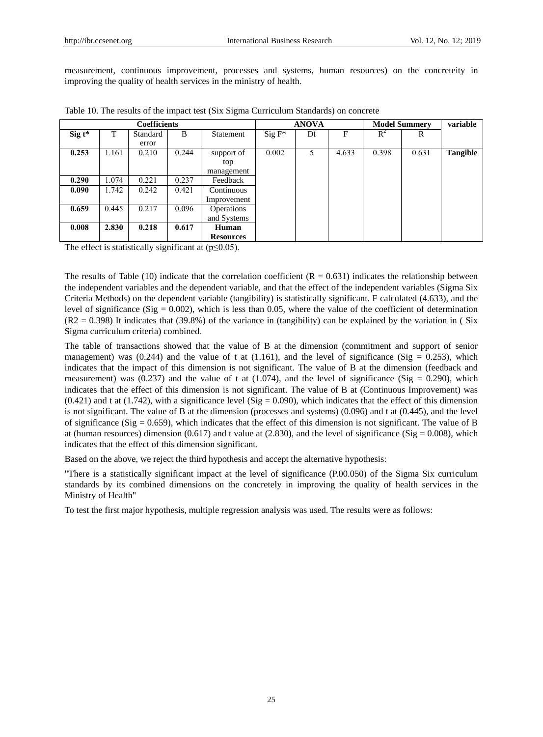measurement, continuous improvement, processes and systems, human resources) on the concreteity in improving the quality of health services in the ministry of health.

Table 10. The results of the impact test (Six Sigma Curriculum Standards) on concrete

| Coefficients | | | | | ANOVA | | | Model Summery | | variable |
|---|---|---|---|---|---|---|---|---|---|---|
| **Sig t*** | T | Standard error | B | Statement | Sig F* | Df | F | $R^2$ | R | |
| **0.253** | 1.161 | 0.210 | 0.244 | support of top management | 0.002 | 5 | 4.633 | 0.398 | 0.631 | **Tangible** |
| **0.290** | 1.074 | 0.221 | 0.237 | Feedback | | | | | | |
| **0.090** | 1.742 | 0.242 | 0.421 | Continuous Improvement | | | | | | |
| **0.659** | 0.445 | 0.217 | 0.096 | Operations and Systems | | | | | | |
| **0.008** | **2.830** | **0.218** | **0.617** | **Human Resources** | | | | | | |

The effect is statistically significant at ($p \leq 0.05$).

The results of Table (10) indicate that the correlation coefficient ($R = 0.631$) indicates the relationship between the independent variables and the dependent variable, and that the effect of the independent variables (Sigma Six Criteria Methods) on the dependent variable (tangibility) is statistically significant. F calculated (4.633), and the level of significance (Sig = 0.002), which is less than 0.05, where the value of the coefficient of determination ($R2 = 0.398$) It indicates that (39.8%) of the variance in (tangibility) can be explained by the variation in ( Six Sigma curriculum criteria) combined.

The table of transactions showed that the value of B at the dimension (commitment and support of senior management) was (0.244) and the value of t at (1.161), and the level of significance (Sig = 0.253), which indicates that the impact of this dimension is not significant. The value of B at the dimension (feedback and measurement) was (0.237) and the value of t at (1.074), and the level of significance (Sig = 0.290), which indicates that the effect of this dimension is not significant. The value of B at (Continuous Improvement) was (0.421) and t at (1.742), with a significance level (Sig = 0.090), which indicates that the effect of this dimension is not significant. The value of B at the dimension (processes and systems) (0.096) and t at (0.445), and the level of significance (Sig = 0.659), which indicates that the effect of this dimension is not significant. The value of B at (human resources) dimension (0.617) and t value at (2.830), and the level of significance (Sig = 0.008), which indicates that the effect of this dimension significant.

Based on the above, we reject the third hypothesis and accept the alternative hypothesis:

"There is a statistically significant impact at the level of significance (P.00.050) of the Sigma Six curriculum standards by its combined dimensions on the concretely in improving the quality of health services in the Ministry of Health"

To test the first major hypothesis, multiple regression analysis was used. The results were as follows: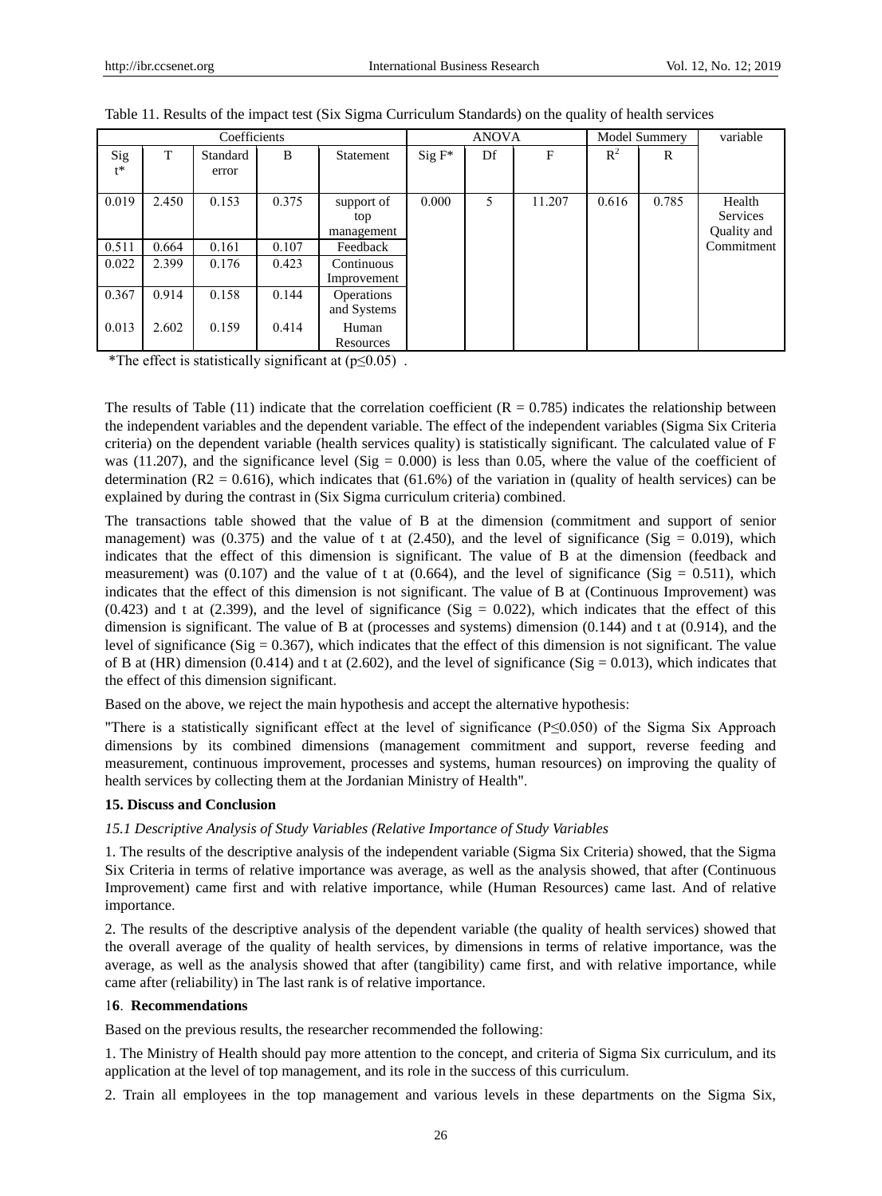Table 11. Results of the impact test (Six Sigma Curriculum Standards) on the quality of health services

| Coefficients | | | | | ANOVA | | | Model Summery | | variable |
|---|---|---|---|---|---|---|---|---|---|---|
| Sig t* | T | Standard error | B | Statement | Sig F* | Df | F | $R^2$ | R | |
| 0.019 | 2.450 | 0.153 | 0.375 | support of top management | 0.000 | 5 | 11.207 | 0.616 | 0.785 | Health Services Quality and Commitment |
| 0.511 | 0.664 | 0.161 | 0.107 | Feedback | | | | | | |
| 0.022 | 2.399 | 0.176 | 0.423 | Continuous Improvement | | | | | | |
| 0.367 | 0.914 | 0.158 | 0.144 | Operations and Systems | | | | | | |
| 0.013 | 2.602 | 0.159 | 0.414 | Human Resources | | | | | | |

*The effect is statistically significant at ($p \leq 0.05$) .

The results of Table (11) indicate that the correlation coefficient (R = 0.785) indicates the relationship between the independent variables and the dependent variable. The effect of the independent variables (Sigma Six Criteria criteria) on the dependent variable (health services quality) is statistically significant. The calculated value of F was (11.207), and the significance level (Sig = 0.000) is less than 0.05, where the value of the coefficient of determination (R2 = 0.616), which indicates that (61.6%) of the variation in (quality of health services) can be explained by during the contrast in (Six Sigma curriculum criteria) combined.

The transactions table showed that the value of B at the dimension (commitment and support of senior management) was (0.375) and the value of t at (2.450), and the level of significance (Sig = 0.019), which indicates that the effect of this dimension is significant. The value of B at the dimension (feedback and measurement) was (0.107) and the value of t at (0.664), and the level of significance (Sig = 0.511), which indicates that the effect of this dimension is not significant. The value of B at (Continuous Improvement) was (0.423) and t at (2.399), and the level of significance (Sig = 0.022), which indicates that the effect of this dimension is significant. The value of B at (processes and systems) dimension (0.144) and t at (0.914), and the level of significance (Sig = 0.367), which indicates that the effect of this dimension is not significant. The value of B at (HR) dimension (0.414) and t at (2.602), and the level of significance (Sig = 0.013), which indicates that the effect of this dimension significant.

Based on the above, we reject the main hypothesis and accept the alternative hypothesis:

"There is a statistically significant effect at the level of significance ($P \leq 0.050$) of the Sigma Six Approach dimensions by its combined dimensions (management commitment and support, reverse feeding and measurement, continuous improvement, processes and systems, human resources) on improving the quality of health services by collecting them at the Jordanian Ministry of Health".

## 15. Discuss and Conclusion

### *15.1 Descriptive Analysis of Study Variables (Relative Importance of Study Variables*

1. The results of the descriptive analysis of the independent variable (Sigma Six Criteria) showed, that the Sigma Six Criteria in terms of relative importance was average, as well as the analysis showed, that after (Continuous Improvement) came first and with relative importance, while (Human Resources) came last. And of relative importance.

2. The results of the descriptive analysis of the dependent variable (the quality of health services) showed that the overall average of the quality of health services, by dimensions in terms of relative importance, was the average, as well as the analysis showed that after (tangibility) came first, and with relative importance, while came after (reliability) in The last rank is of relative importance.

## 16. Recommendations

Based on the previous results, the researcher recommended the following:

1. The Ministry of Health should pay more attention to the concept, and criteria of Sigma Six curriculum, and its application at the level of top management, and its role in the success of this curriculum.

2. Train all employees in the top management and various levels in these departments on the Sigma Six,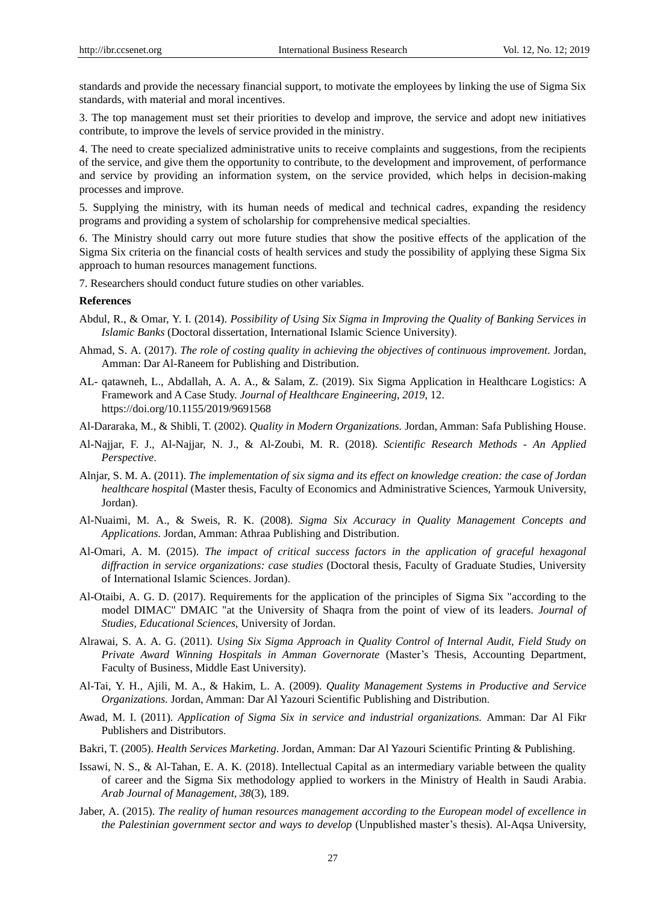standards and provide the necessary financial support, to motivate the employees by linking the use of Sigma Six standards, with material and moral incentives.

3. The top management must set their priorities to develop and improve, the service and adopt new initiatives contribute, to improve the levels of service provided in the ministry.

4. The need to create specialized administrative units to receive complaints and suggestions, from the recipients of the service, and give them the opportunity to contribute, to the development and improvement, of performance and service by providing an information system, on the service provided, which helps in decision-making processes and improve.

5. Supplying the ministry, with its human needs of medical and technical cadres, expanding the residency programs and providing a system of scholarship for comprehensive medical specialties.

6. The Ministry should carry out more future studies that show the positive effects of the application of the Sigma Six criteria on the financial costs of health services and study the possibility of applying these Sigma Six approach to human resources management functions.

7. Researchers should conduct future studies on other variables.

**References**

Abdul, R., & Omar, Y. I. (2014). *Possibility of Using Six Sigma in Improving the Quality of Banking Services in Islamic Banks* (Doctoral dissertation, International Islamic Science University).

Ahmad, S. A. (2017). *The role of costing quality in achieving the objectives of continuous improvement*. Jordan, Amman: Dar Al-Raneem for Publishing and Distribution.

AL- qatawneh, L., Abdallah, A. A. A., & Salam, Z. (2019). Six Sigma Application in Healthcare Logistics: A Framework and A Case Study. *Journal of Healthcare Engineering, 2019*, 12. https://doi.org/10.1155/2019/9691568

Al-Dararaka, M., & Shibli, T. (2002). *Quality in Modern Organizations.* Jordan, Amman: Safa Publishing House.

Al-Najjar, F. J., Al-Najjar, N. J., & Al-Zoubi, M. R. (2018). *Scientific Research Methods - An Applied Perspective*.

Alnjar, S. M. A. (2011). *The implementation of six sigma and its effect on knowledge creation: the case of Jordan healthcare hospital* (Master thesis, Faculty of Economics and Administrative Sciences, Yarmouk University, Jordan).

Al-Nuaimi, M. A., & Sweis, R. K. (2008). *Sigma Six Accuracy in Quality Management Concepts and Applications.* Jordan, Amman: Athraa Publishing and Distribution.

Al-Omari, A. M. (2015). *The impact of critical success factors in the application of graceful hexagonal diffraction in service organizations: case studies* (Doctoral thesis, Faculty of Graduate Studies, University of International Islamic Sciences. Jordan).

Al-Otaibi, A. G. D. (2017). Requirements for the application of the principles of Sigma Six "according to the model DIMAC" DMAIC "at the University of Shaqra from the point of view of its leaders. *Journal of Studies, Educational Sciences*, University of Jordan.

Alrawai, S. A. A. G. (2011). *Using Six Sigma Approach in Quality Control of Internal Audit, Field Study on Private Award Winning Hospitals in Amman Governorate* (Master's Thesis, Accounting Department, Faculty of Business, Middle East University).

Al-Tai, Y. H., Ajili, M. A., & Hakim, L. A. (2009). *Quality Management Systems in Productive and Service Organizations.* Jordan, Amman: Dar Al Yazouri Scientific Publishing and Distribution.

Awad, M. I. (2011). *Application of Sigma Six in service and industrial organizations.* Amman: Dar Al Fikr Publishers and Distributors.

Bakri, T. (2005). *Health Services Marketing*. Jordan, Amman: Dar Al Yazouri Scientific Printing & Publishing.

Issawi, N. S., & Al-Tahan, E. A. K. (2018). Intellectual Capital as an intermediary variable between the quality of career and the Sigma Six methodology applied to workers in the Ministry of Health in Saudi Arabia. *Arab Journal of Management, 38*(3), 189.

Jaber, A. (2015). *The reality of human resources management according to the European model of excellence in the Palestinian government sector and ways to develop* (Unpublished master's thesis). Al-Aqsa University,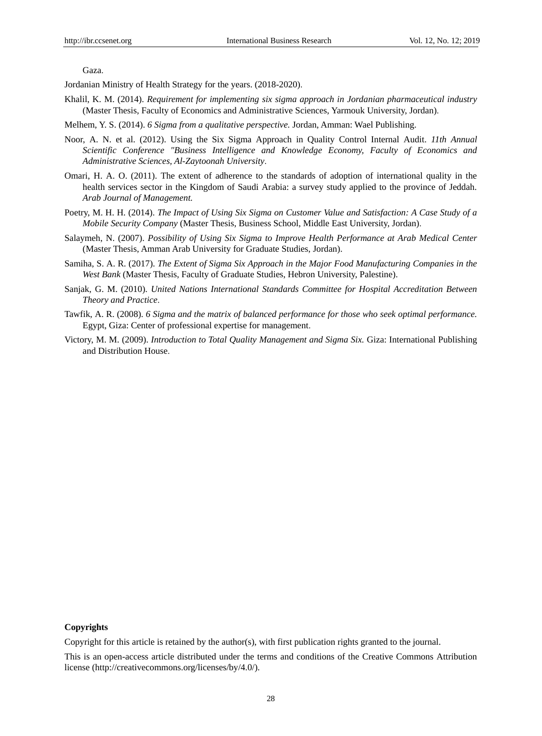Gaza.

Jordanian Ministry of Health Strategy for the years. (2018-2020).

Khalil, K. M. (2014). *Requirement for implementing six sigma approach in Jordanian pharmaceutical industry* (Master Thesis, Faculty of Economics and Administrative Sciences, Yarmouk University, Jordan).

Melhem, Y. S. (2014). *6 Sigma from a qualitative perspective.* Jordan, Amman: Wael Publishing.

Noor, A. N. et al. (2012). Using the Six Sigma Approach in Quality Control Internal Audit. *11th Annual Scientific Conference "Business Intelligence and Knowledge Economy, Faculty of Economics and Administrative Sciences, Al-Zaytoonah University*.

Omari, H. A. O. (2011). The extent of adherence to the standards of adoption of international quality in the health services sector in the Kingdom of Saudi Arabia: a survey study applied to the province of Jeddah. *Arab Journal of Management.*

Poetry, M. H. H. (2014). *The Impact of Using Six Sigma on Customer Value and Satisfaction: A Case Study of a Mobile Security Company* (Master Thesis, Business School, Middle East University, Jordan).

Salaymeh, N. (2007). *Possibility of Using Six Sigma to Improve Health Performance at Arab Medical Center* (Master Thesis, Amman Arab University for Graduate Studies, Jordan).

Samiha, S. A. R. (2017). *The Extent of Sigma Six Approach in the Major Food Manufacturing Companies in the West Bank* (Master Thesis, Faculty of Graduate Studies, Hebron University, Palestine).

Sanjak, G. M. (2010). *United Nations International Standards Committee for Hospital Accreditation Between Theory and Practice*.

Tawfik, A. R. (2008). *6 Sigma and the matrix of balanced performance for those who seek optimal performance.* Egypt, Giza: Center of professional expertise for management.

Victory, M. M. (2009). *Introduction to Total Quality Management and Sigma Six.* Giza: International Publishing and Distribution House.

**Copyrights**

Copyright for this article is retained by the author(s), with first publication rights granted to the journal.

This is an open-access article distributed under the terms and conditions of the Creative Commons Attribution license (http://creativecommons.org/licenses/by/4.0/).